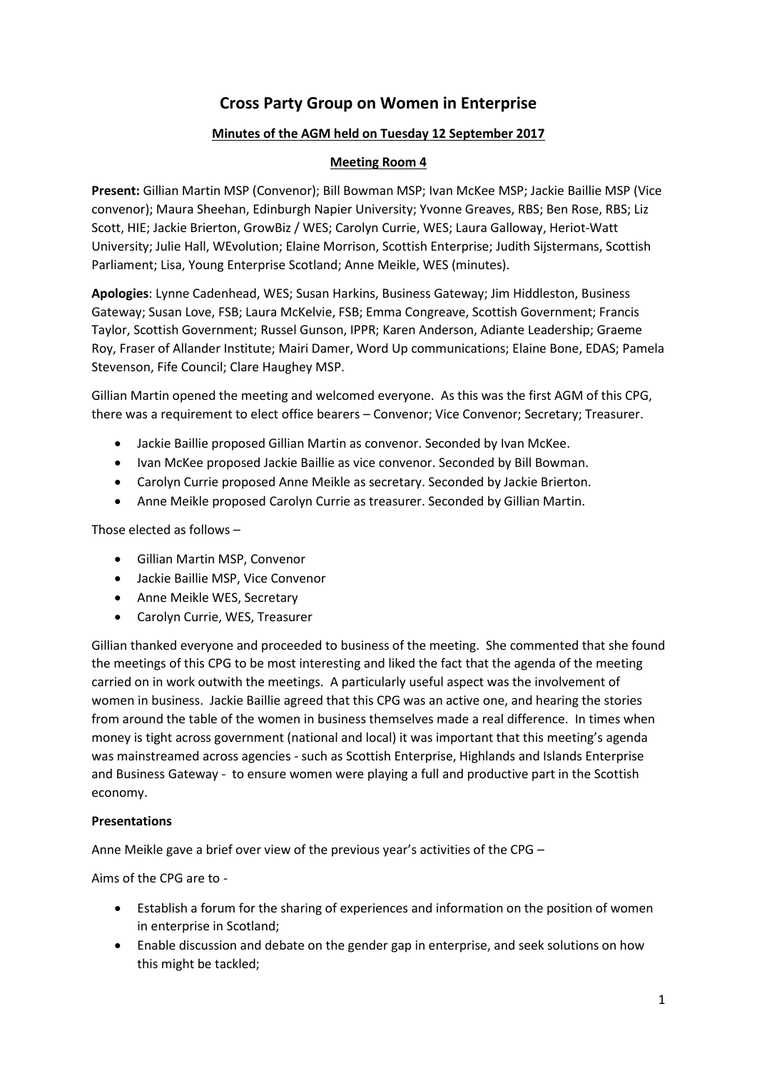# Cross Party Group on Women in Enterprise

**Minutes of the AGM held on Tuesday 12 September 2017**

**Meeting Room 4**

**Present:** Gillian Martin MSP (Convenor); Bill Bowman MSP; Ivan McKee MSP; Jackie Baillie MSP (Vice convenor); Maura Sheehan, Edinburgh Napier University; Yvonne Greaves, RBS; Ben Rose, RBS; Liz Scott, HIE; Jackie Brierton, GrowBiz / WES; Carolyn Currie, WES; Laura Galloway, Heriot-Watt University; Julie Hall, WEvolution; Elaine Morrison, Scottish Enterprise; Judith Sijstermans, Scottish Parliament; Lisa, Young Enterprise Scotland; Anne Meikle, WES (minutes).

**Apologies**: Lynne Cadenhead, WES; Susan Harkins, Business Gateway; Jim Hiddleston, Business Gateway; Susan Love, FSB; Laura McKelvie, FSB; Emma Congreave, Scottish Government; Francis Taylor, Scottish Government; Russel Gunson, IPPR; Karen Anderson, Adiante Leadership; Graeme Roy, Fraser of Allander Institute; Mairi Damer, Word Up communications; Elaine Bone, EDAS; Pamela Stevenson, Fife Council; Clare Haughey MSP.

Gillian Martin opened the meeting and welcomed everyone. As this was the first AGM of this CPG, there was a requirement to elect office bearers – Convenor; Vice Convenor; Secretary; Treasurer.

- Jackie Baillie proposed Gillian Martin as convenor. Seconded by Ivan McKee.
- Ivan McKee proposed Jackie Baillie as vice convenor. Seconded by Bill Bowman.
- Carolyn Currie proposed Anne Meikle as secretary. Seconded by Jackie Brierton.
- Anne Meikle proposed Carolyn Currie as treasurer. Seconded by Gillian Martin.

Those elected as follows –

- Gillian Martin MSP, Convenor
- Jackie Baillie MSP, Vice Convenor
- Anne Meikle WES, Secretary
- Carolyn Currie, WES, Treasurer

Gillian thanked everyone and proceeded to business of the meeting. She commented that she found the meetings of this CPG to be most interesting and liked the fact that the agenda of the meeting carried on in work outwith the meetings. A particularly useful aspect was the involvement of women in business. Jackie Baillie agreed that this CPG was an active one, and hearing the stories from around the table of the women in business themselves made a real difference. In times when money is tight across government (national and local) it was important that this meeting's agenda was mainstreamed across agencies - such as Scottish Enterprise, Highlands and Islands Enterprise and Business Gateway - to ensure women were playing a full and productive part in the Scottish economy.

**Presentations**

Anne Meikle gave a brief over view of the previous year's activities of the CPG –

Aims of the CPG are to -

- Establish a forum for the sharing of experiences and information on the position of women in enterprise in Scotland;
- Enable discussion and debate on the gender gap in enterprise, and seek solutions on how this might be tackled;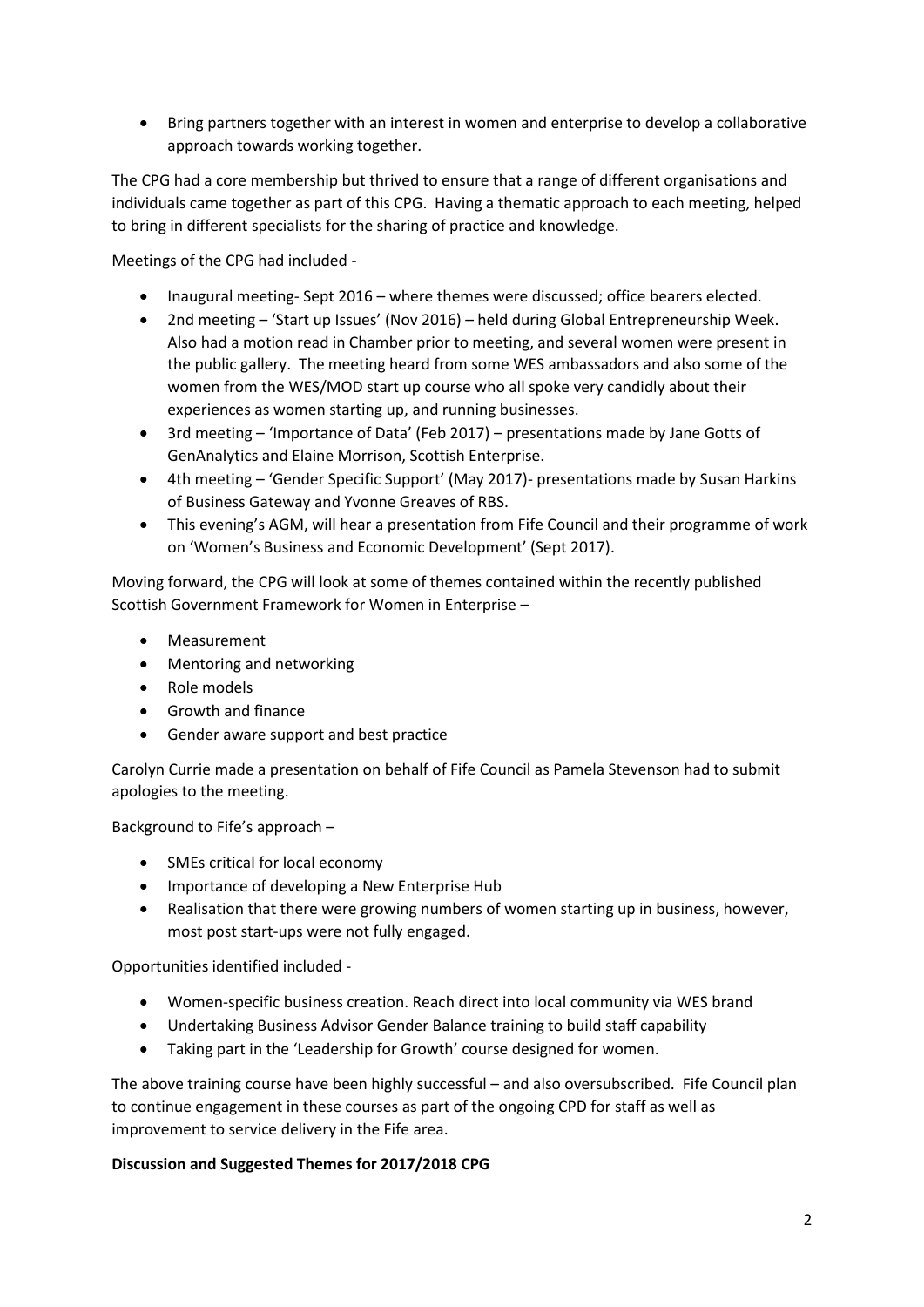- Bring partners together with an interest in women and enterprise to develop a collaborative approach towards working together.

The CPG had a core membership but thrived to ensure that a range of different organisations and individuals came together as part of this CPG. Having a thematic approach to each meeting, helped to bring in different specialists for the sharing of practice and knowledge.

Meetings of the CPG had included -

- Inaugural meeting- Sept 2016 – where themes were discussed; office bearers elected.
- 2nd meeting – 'Start up Issues' (Nov 2016) – held during Global Entrepreneurship Week. Also had a motion read in Chamber prior to meeting, and several women were present in the public gallery. The meeting heard from some WES ambassadors and also some of the women from the WES/MOD start up course who all spoke very candidly about their experiences as women starting up, and running businesses.
- 3rd meeting – 'Importance of Data' (Feb 2017) – presentations made by Jane Gotts of GenAnalytics and Elaine Morrison, Scottish Enterprise.
- 4th meeting – 'Gender Specific Support' (May 2017)- presentations made by Susan Harkins of Business Gateway and Yvonne Greaves of RBS.
- This evening's AGM, will hear a presentation from Fife Council and their programme of work on 'Women's Business and Economic Development' (Sept 2017).

Moving forward, the CPG will look at some of themes contained within the recently published Scottish Government Framework for Women in Enterprise –

- Measurement
- Mentoring and networking
- Role models
- Growth and finance
- Gender aware support and best practice

Carolyn Currie made a presentation on behalf of Fife Council as Pamela Stevenson had to submit apologies to the meeting.

Background to Fife's approach –

- SMEs critical for local economy
- Importance of developing a New Enterprise Hub
- Realisation that there were growing numbers of women starting up in business, however, most post start-ups were not fully engaged.

Opportunities identified included -

- Women-specific business creation. Reach direct into local community via WES brand
- Undertaking Business Advisor Gender Balance training to build staff capability
- Taking part in the 'Leadership for Growth' course designed for women.

The above training course have been highly successful – and also oversubscribed. Fife Council plan to continue engagement in these courses as part of the ongoing CPD for staff as well as improvement to service delivery in the Fife area.

**Discussion and Suggested Themes for 2017/2018 CPG**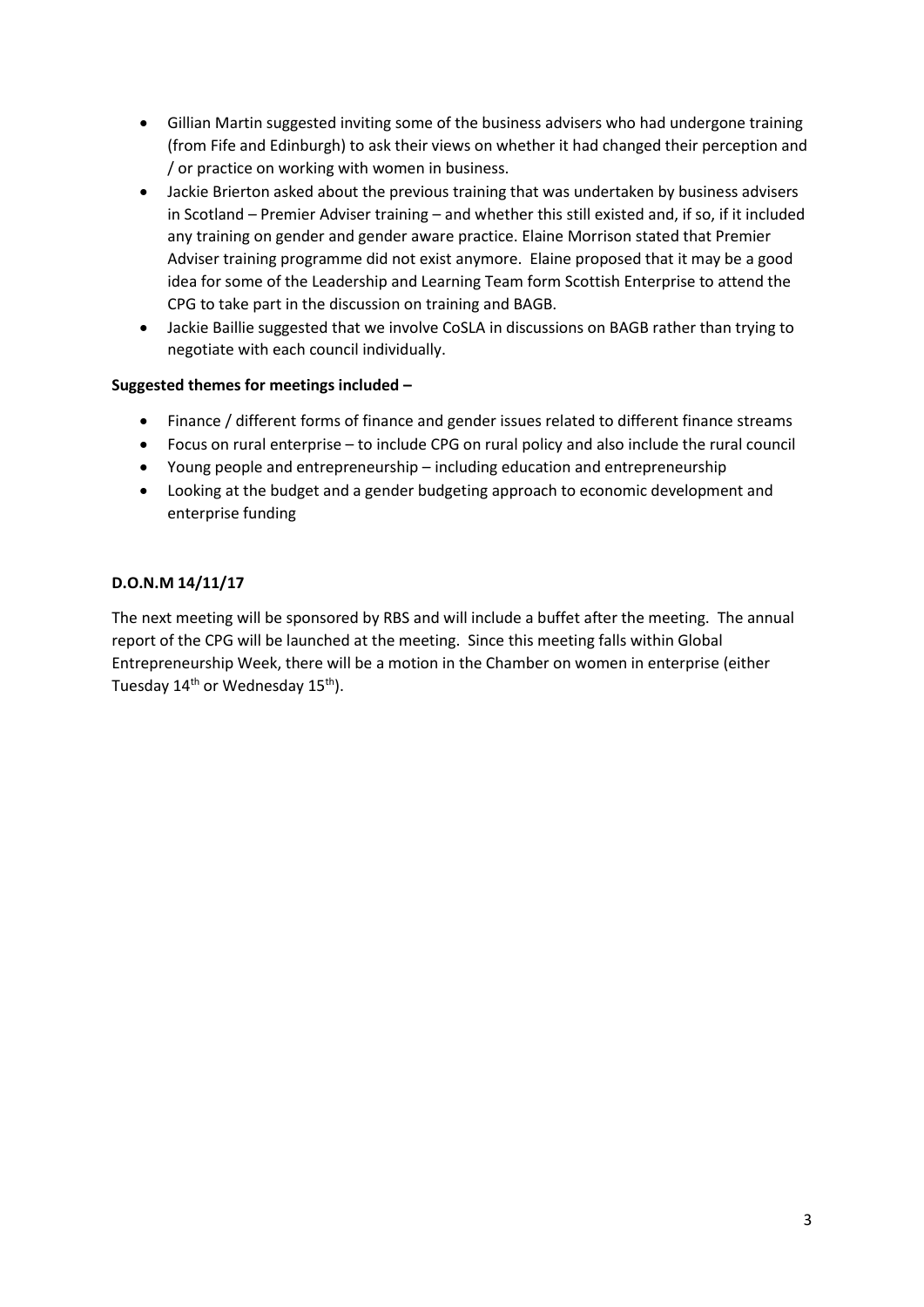- Gillian Martin suggested inviting some of the business advisers who had undergone training (from Fife and Edinburgh) to ask their views on whether it had changed their perception and / or practice on working with women in business.
- Jackie Brierton asked about the previous training that was undertaken by business advisers in Scotland – Premier Adviser training – and whether this still existed and, if so, if it included any training on gender and gender aware practice. Elaine Morrison stated that Premier Adviser training programme did not exist anymore. Elaine proposed that it may be a good idea for some of the Leadership and Learning Team form Scottish Enterprise to attend the CPG to take part in the discussion on training and BAGB.
- Jackie Baillie suggested that we involve CoSLA in discussions on BAGB rather than trying to negotiate with each council individually.

**Suggested themes for meetings included –**

- Finance / different forms of finance and gender issues related to different finance streams
- Focus on rural enterprise – to include CPG on rural policy and also include the rural council
- Young people and entrepreneurship – including education and entrepreneurship
- Looking at the budget and a gender budgeting approach to economic development and enterprise funding

**D.O.N.M 14/11/17**

The next meeting will be sponsored by RBS and will include a buffet after the meeting. The annual report of the CPG will be launched at the meeting. Since this meeting falls within Global Entrepreneurship Week, there will be a motion in the Chamber on women in enterprise (either Tuesday 14th or Wednesday 15th).